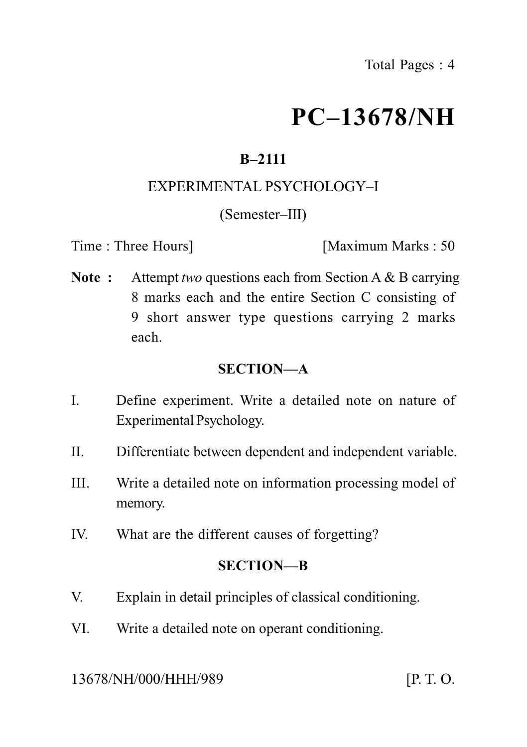# PC–13678/NH

**B–2111**

EXPERIMENTAL PSYCHOLOGY–I

(Semester–III)

Time : Three Hours] [Maximum Marks : 50

**Note :** Attempt *two* questions each from Section A & B carrying 8 marks each and the entire Section C consisting of 9 short answer type questions carrying 2 marks each.

## SECTION—A

I. Define experiment. Write a detailed note on nature of Experimental Psychology.

II. Differentiate between dependent and independent variable.

III. Write a detailed note on information processing model of memory.

IV. What are the different causes of forgetting?

## SECTION—B

V. Explain in detail principles of classical conditioning.

VI. Write a detailed note on operant conditioning.

13678/NH/000/HHH/989 [P. T. O.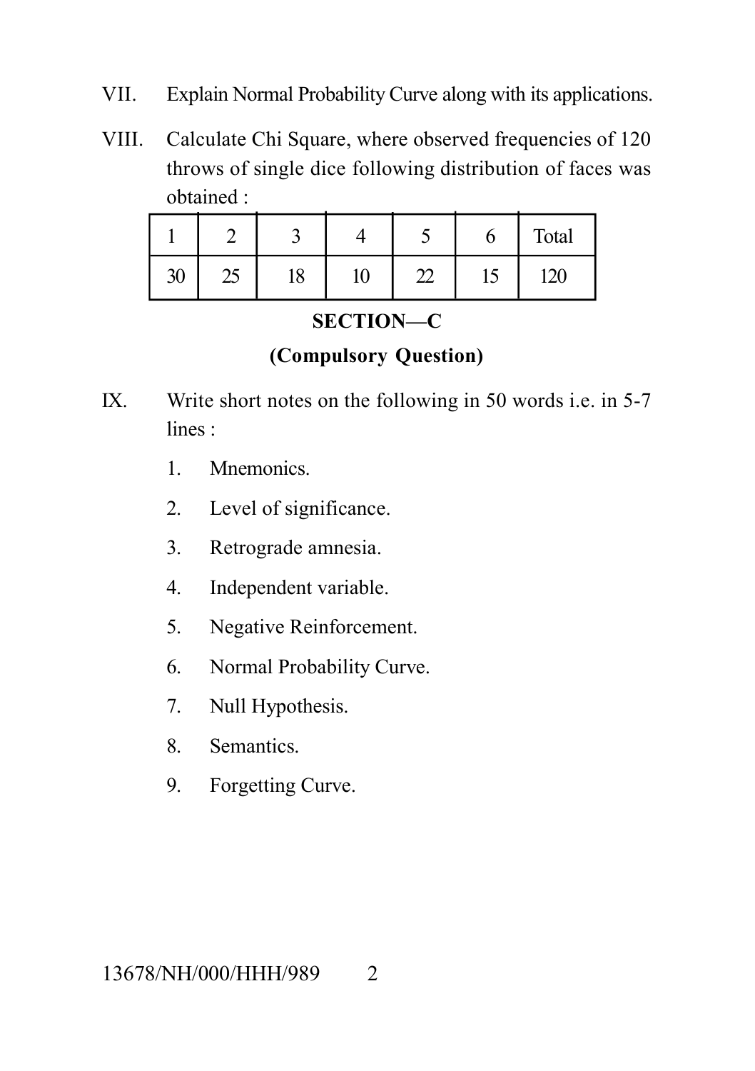VII. Explain Normal Probability Curve along with its applications.

VIII. Calculate Chi Square, where observed frequencies of 120 throws of single dice following distribution of faces was obtained :

| 1 | 2 | 3 | 4 | 5 | 6 | Total |
|---|---|---|---|---|---|---|
| 30 | 25 | 18 | 10 | 22 | 15 | 120 |

## SECTION—C

### (Compulsory Question)

IX. Write short notes on the following in 50 words i.e. in 5-7 lines :

1. Mnemonics.
2. Level of significance.
3. Retrograde amnesia.
4. Independent variable.
5. Negative Reinforcement.
6. Normal Probability Curve.
7. Null Hypothesis.
8. Semantics.
9. Forgetting Curve.

13678/NH/000/HHH/989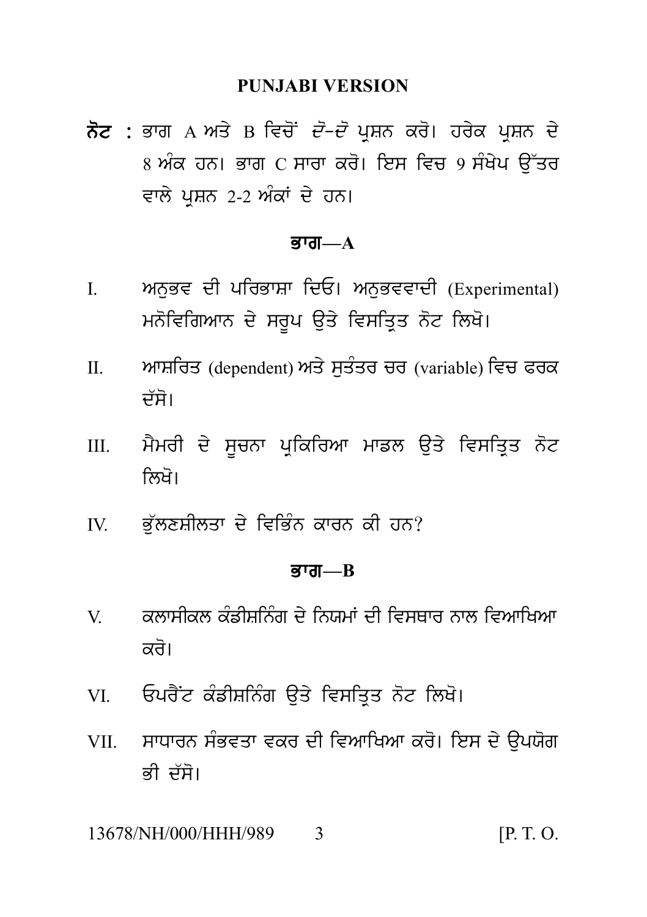## PUNJABI VERSION

**ਨੋਟ** : ਭਾਗ A ਅਤੇ B ਵਿਚੋਂ ਦੋ-ਦੋ ਪ੍ਰਸ਼ਨ ਕਰੋ। ਹਰੇਕ ਪ੍ਰਸ਼ਨ ਦੇ 8 ਅੰਕ ਹਨ। ਭਾਗ C ਸਾਰਾ ਕਰੋ। ਇਸ ਵਿਚ 9 ਸੰਖੇਪ ਉੱਤਰ ਵਾਲੇ ਪ੍ਰਸ਼ਨ 2-2 ਅੰਕਾਂ ਦੇ ਹਨ।

### ਭਾਗ—A

I. ਅਨੁਭਵ ਦੀ ਪਰਿਭਾਸ਼ਾ ਦਿਓ। ਅਨੁਭਵਵਾਦੀ (Experimental) ਮਨੋਵਿਗਿਆਨ ਦੇ ਸਰੂਪ ਉਤੇ ਵਿਸਤ੍ਰਿਤ ਨੋਟ ਲਿਖੋ।

II. ਆਸ਼ਰਿਤ (dependent) ਅਤੇ ਸੁਤੰਤਰ ਚਰ (variable) ਵਿਚ ਫਰਕ ਦੱਸੋ।

III. ਮੈਮਰੀ ਦੇ ਸੂਚਨਾ ਪ੍ਰਕਿਰਿਆ ਮਾਡਲ ਉਤੇ ਵਿਸਤ੍ਰਿਤ ਨੋਟ ਲਿਖੋ।

IV. ਭੁੱਲਣਸ਼ੀਲਤਾ ਦੇ ਵਿਭਿੰਨ ਕਾਰਨ ਕੀ ਹਨ?

### ਭਾਗ—B

V. ਕਲਾਸੀਕਲ ਕੰਡੀਸ਼ਨਿੰਗ ਦੇ ਨਿਯਮਾਂ ਦੀ ਵਿਸਥਾਰ ਨਾਲ ਵਿਆਖਿਆ ਕਰੋ।

VI. ਓਪਰੈਂਟ ਕੰਡੀਸ਼ਨਿੰਗ ਉਤੇ ਵਿਸਤ੍ਰਿਤ ਨੋਟ ਲਿਖੋ।

VII. ਸਾਧਾਰਨ ਸੰਭਵਤਾ ਵਕਰ ਦੀ ਵਿਆਖਿਆ ਕਰੋ। ਇਸ ਦੇ ਉਪਯੋਗ ਭੀ ਦੱਸੋ।

13678/NH/000/HHH/989 [P. T. O.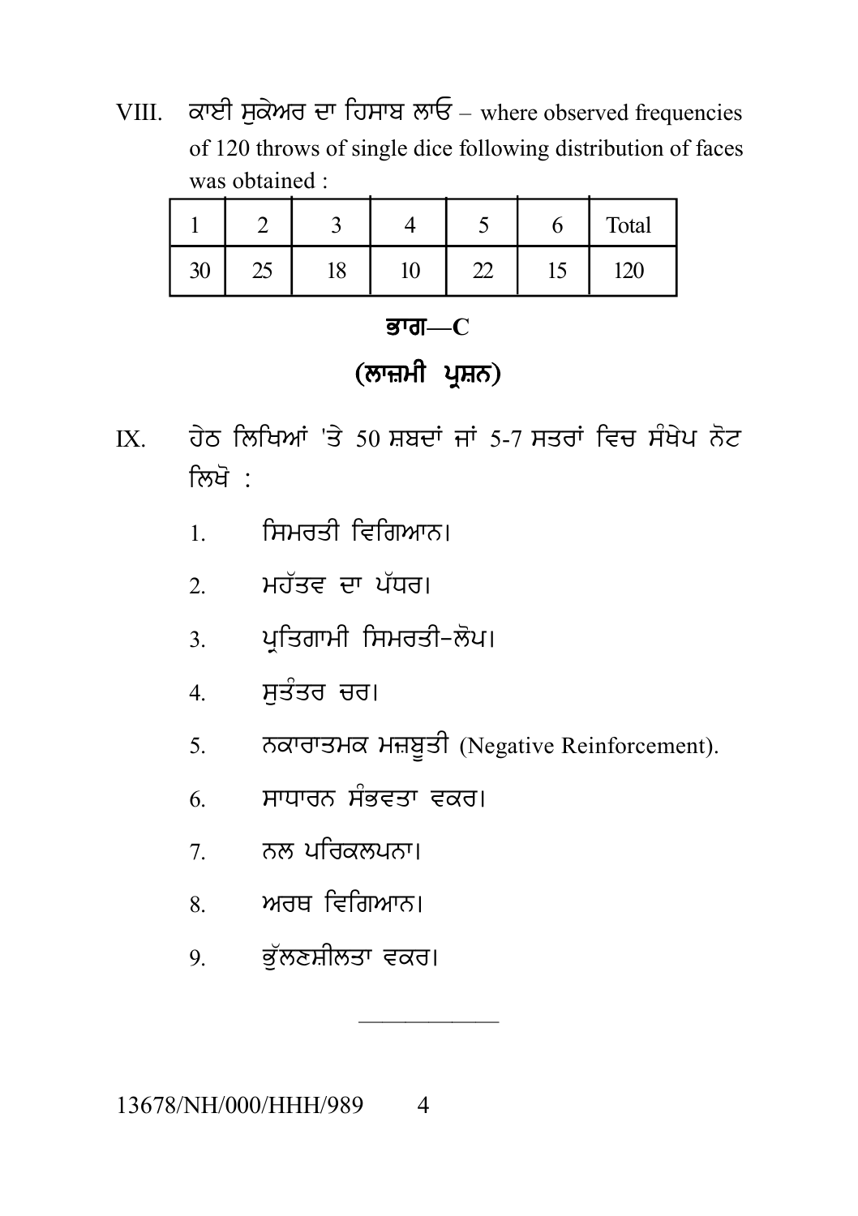VIII. ਕਾਈ ਸੁਕੇਅਰ ਦਾ ਹਿਸਾਬ ਲਾਓ – where observed frequencies of 120 throws of single dice following distribution of faces was obtained :

| 1 | 2 | 3 | 4 | 5 | 6 | Total |
|---|---|---|---|---|---|---|
| 30 | 25 | 18 | 10 | 22 | 15 | 120 |

## ਭਾਗ—C

### (ਲਾਜ਼ਮੀ ਪ੍ਰਸ਼ਨ)

IX. ਹੇਠ ਲਿਖਿਆਂ 'ਤੇ 50 ਸ਼ਬਦਾਂ ਜਾਂ 5-7 ਸਤਰਾਂ ਵਿਚ ਸੰਖੇਪ ਨੋਟ ਲਿਖੋ :

1. ਸਿਮਰਤੀ ਵਿਗਿਆਨ।
2. ਮਹੱਤਵ ਦਾ ਪੱਧਰ।
3. ਪ੍ਰਤਿਗਾਮੀ ਸਿਮਰਤੀ-ਲੋਪ।
4. ਸੁਤੰਤਰ ਚਰ।
5. ਨਕਾਰਾਤਮਕ ਮਜ਼ਬੂਤੀ (Negative Reinforcement).
6. ਸਾਧਾਰਨ ਸੰਭਵਤਾ ਵਕਰ।
7. ਨਲ ਪਰਿਕਲਪਨਾ।
8. ਅਰਥ ਵਿਗਿਆਨ।
9. ਭੁੱਲਣਸ਼ੀਲਤਾ ਵਕਰ।

13678/NH/000/HHH/989